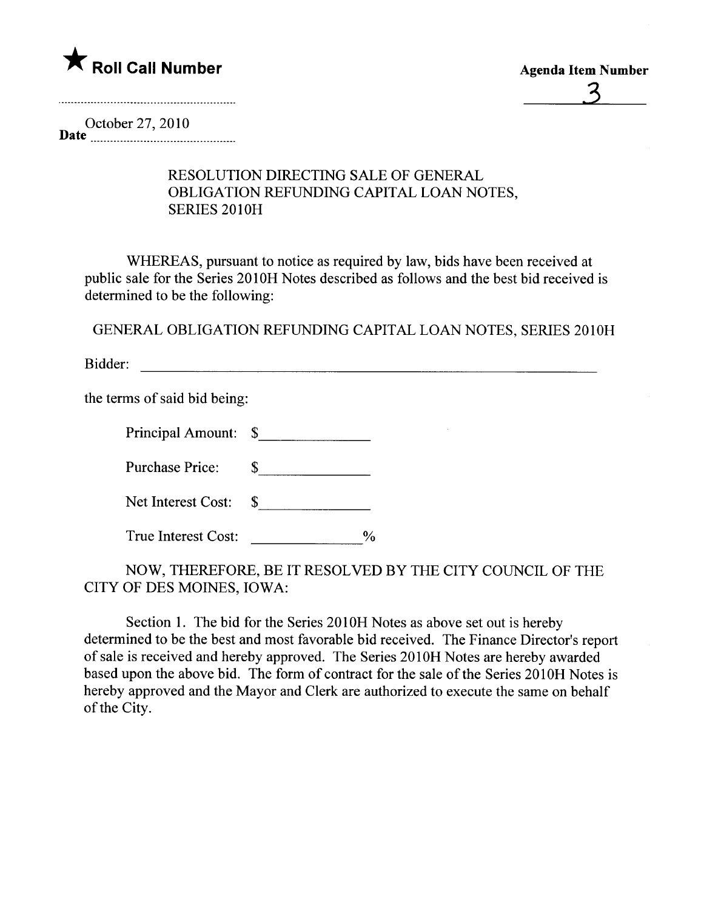★ **Roll Call Number**

**Agenda Item Number**

3

October 27, 2010

**Date**

RESOLUTION DIRECTING SALE OF GENERAL OBLIGATION REFUNDING CAPITAL LOAN NOTES, SERIES 2010H

WHEREAS, pursuant to notice as required by law, bids have been received at public sale for the Series 2010H Notes described as follows and the best bid received is determined to be the following:

GENERAL OBLIGATION REFUNDING CAPITAL LOAN NOTES, SERIES 2010H

Bidder: ______________________________________________

the terms of said bid being:

Principal Amount: $______________

Purchase Price: $______________

Net Interest Cost: $______________

True Interest Cost: ______________%

NOW, THEREFORE, BE IT RESOLVED BY THE CITY COUNCIL OF THE CITY OF DES MOINES, IOWA:

Section 1. The bid for the Series 2010H Notes as above set out is hereby determined to be the best and most favorable bid received. The Finance Director's report of sale is received and hereby approved. The Series 2010H Notes are hereby awarded based upon the above bid. The form of contract for the sale of the Series 2010H Notes is hereby approved and the Mayor and Clerk are authorized to execute the same on behalf of the City.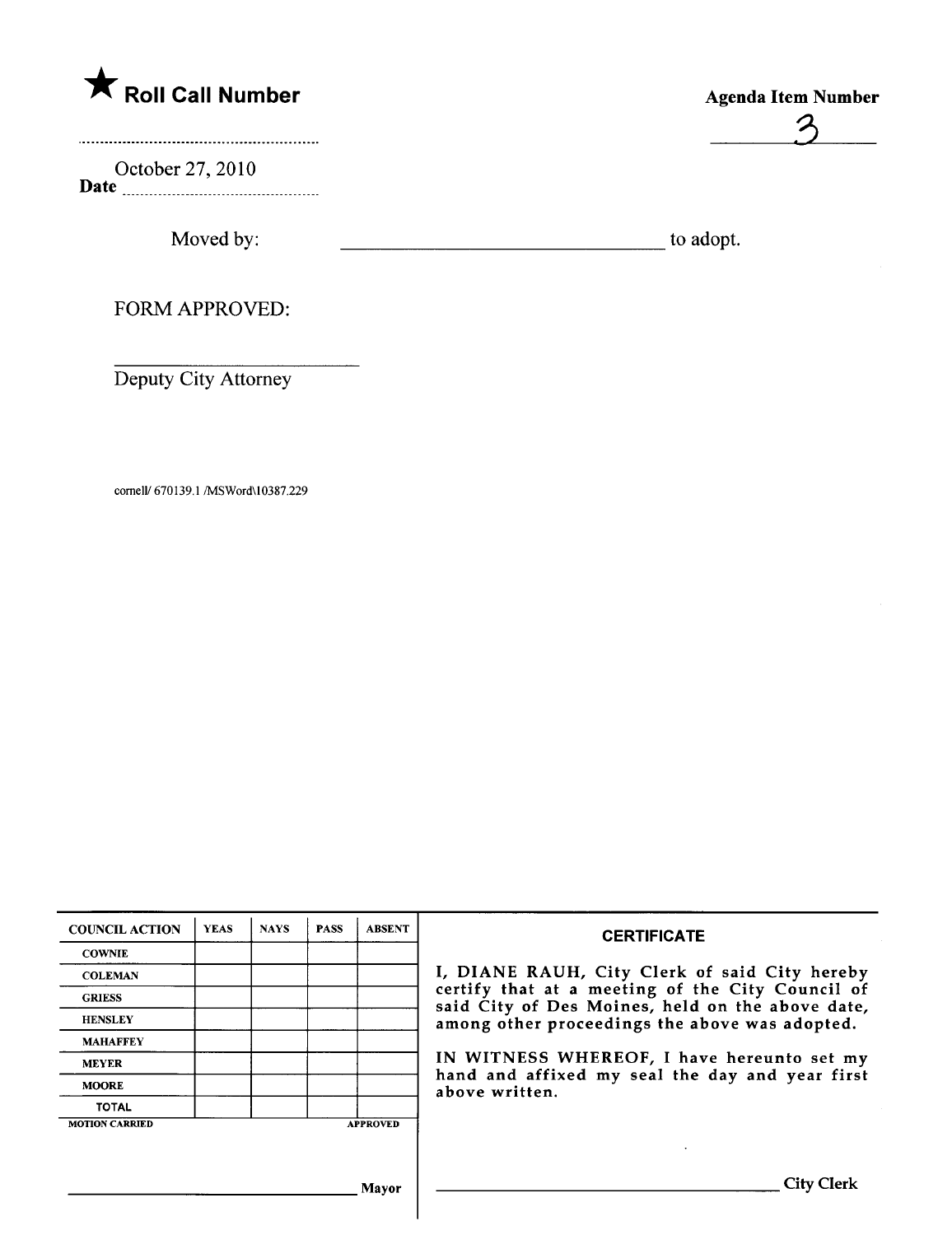★ **Roll Call Number**

**Agenda Item Number**

3

October 27, 2010

**Date** ..........................................

Moved by: ________________________________ to adopt.

FORM APPROVED:

_________________________

Deputy City Attorney

cornell/ 670139.1 /MSWord\10387.229

| COUNCIL ACTION | YEAS | NAYS | PASS | ABSENT |
|---|---|---|---|---|
| COWNIE | | | | |
| COLEMAN | | | | |
| GRIESS | | | | |
| HENSLEY | | | | |
| MAHAFFEY | | | | |
| MEYER | | | | |
| MOORE | | | | |
| TOTAL | | | | |

MOTION CARRIED APPROVED

________________________________ Mayor

**CERTIFICATE**

I, DIANE RAUH, City Clerk of said City hereby certify that at a meeting of the City Council of said City of Des Moines, held on the above date, among other proceedings the above was adopted.

IN WITNESS WHEREOF, I have hereunto set my hand and affixed my seal the day and year first above written.

________________________________ City Clerk